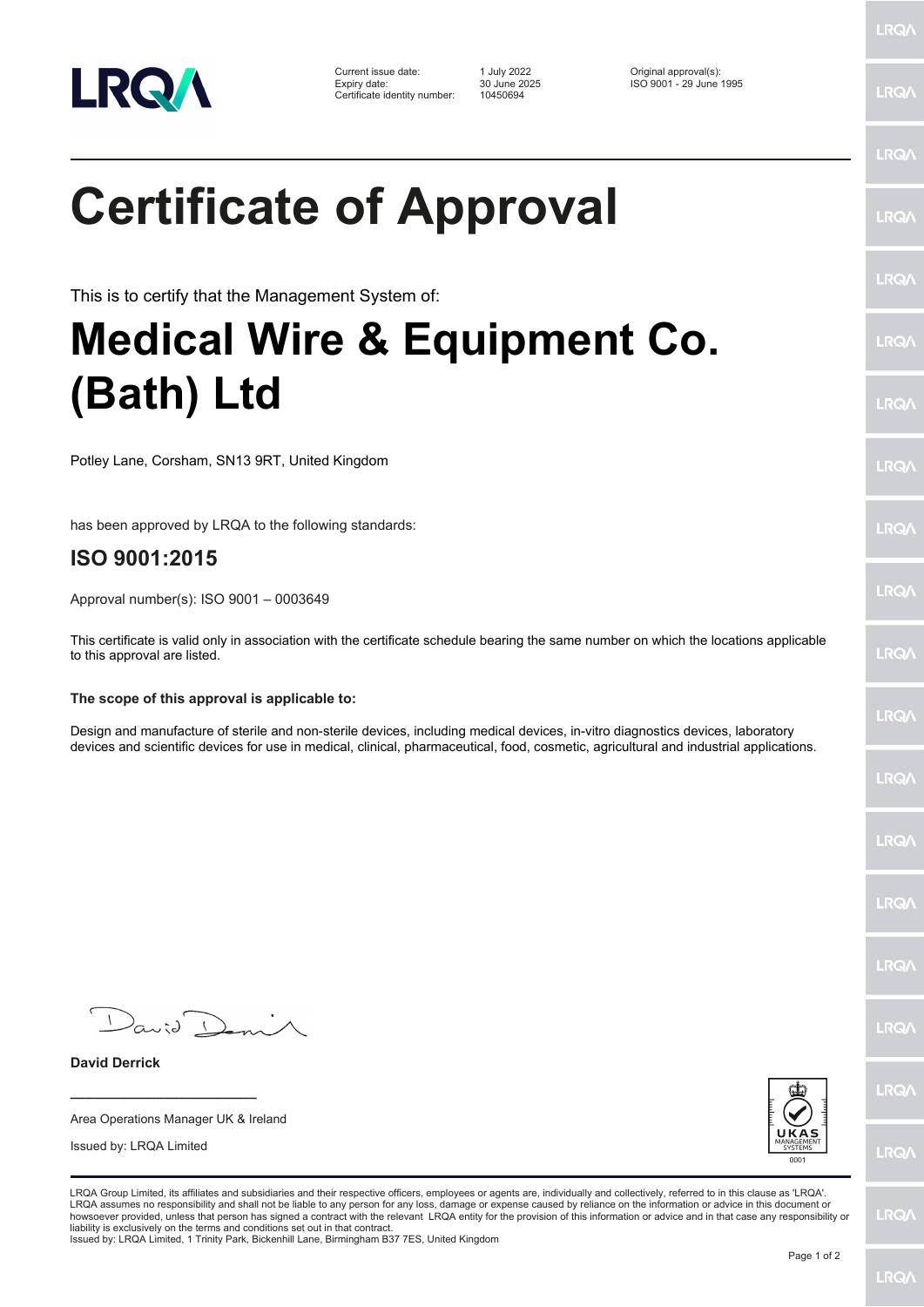Current issue date: 1 July 2022
Expiry date: 30 June 2025
Certificate identity number: 10450694

Original approval(s):
ISO 9001 - 29 June 1995

# Certificate of Approval

This is to certify that the Management System of:

# Medical Wire & Equipment Co. (Bath) Ltd

Potley Lane, Corsham, SN13 9RT, United Kingdom

has been approved by LRQA to the following standards:

## ISO 9001:2015

Approval number(s): ISO 9001 – 0003649

This certificate is valid only in association with the certificate schedule bearing the same number on which the locations applicable to this approval are listed.

**The scope of this approval is applicable to:**

Design and manufacture of sterile and non-sterile devices, including medical devices, in-vitro diagnostics devices, laboratory devices and scientific devices for use in medical, clinical, pharmaceutical, food, cosmetic, agricultural and industrial applications.

**David Derrick**

Area Operations Manager UK & Ireland

Issued by: LRQA Limited

UKAS MANAGEMENT SYSTEMS 0001

LRQA Group Limited, its affiliates and subsidiaries and their respective officers, employees or agents are, individually and collectively, referred to in this clause as 'LRQA'. LRQA assumes no responsibility and shall not be liable to any person for any loss, damage or expense caused by reliance on the information or advice in this document or howsoever provided, unless that person has signed a contract with the relevant LRQA entity for the provision of this information or advice and in that case any responsibility or liability is exclusively on the terms and conditions set out in that contract.
Issued by: LRQA Limited, 1 Trinity Park, Bickenhill Lane, Birmingham B37 7ES, United Kingdom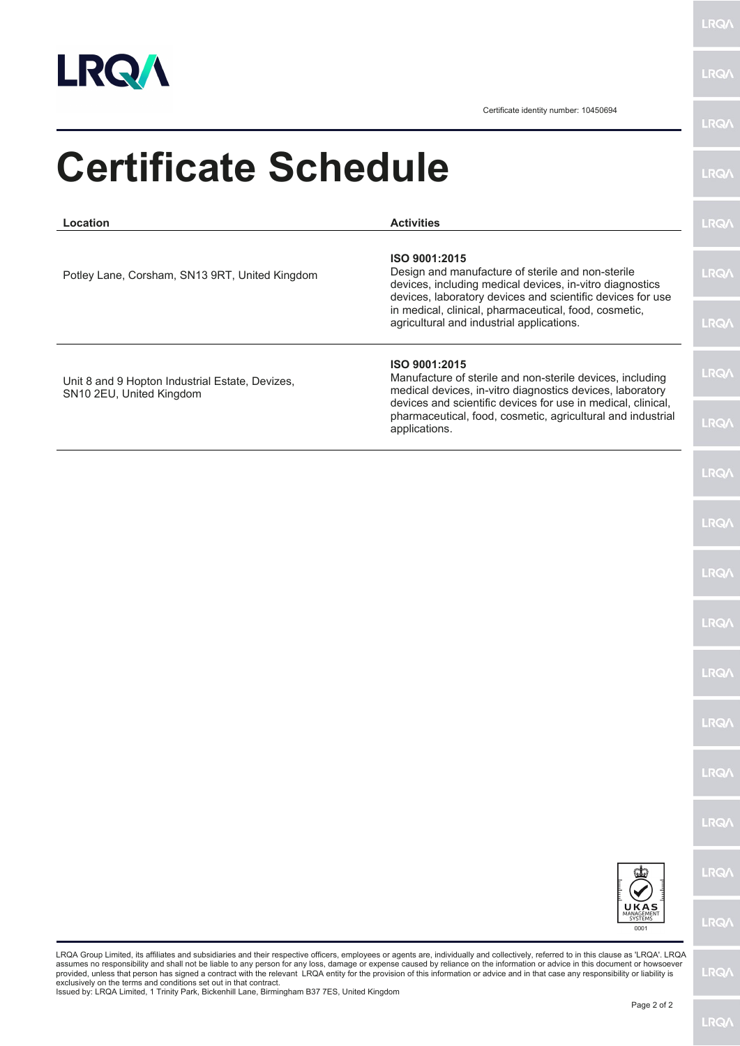Certificate identity number: 10450694

# Certificate Schedule

| Location | Activities |
|---|---|
| Potley Lane, Corsham, SN13 9RT, United Kingdom | **ISO 9001:2015** Design and manufacture of sterile and non-sterile devices, including medical devices, in-vitro diagnostics devices, laboratory devices and scientific devices for use in medical, clinical, pharmaceutical, food, cosmetic, agricultural and industrial applications. |
| Unit 8 and 9 Hopton Industrial Estate, Devizes, SN10 2EU, United Kingdom | **ISO 9001:2015** Manufacture of sterile and non-sterile devices, including medical devices, in-vitro diagnostics devices, laboratory devices and scientific devices for use in medical, clinical, pharmaceutical, food, cosmetic, agricultural and industrial applications. |

UKAS MANAGEMENT SYSTEMS 0001

LRQA Group Limited, its affiliates and subsidiaries and their respective officers, employees or agents are, individually and collectively, referred to in this clause as 'LRQA'. LRQA assumes no responsibility and shall not be liable to any person for any loss, damage or expense caused by reliance on the information or advice in this document or howsoever provided, unless that person has signed a contract with the relevant LRQA entity for the provision of this information or advice and in that case any responsibility or liability is exclusively on the terms and conditions set out in that contract.
Issued by: LRQA Limited, 1 Trinity Park, Bickenhill Lane, Birmingham B37 7ES, United Kingdom